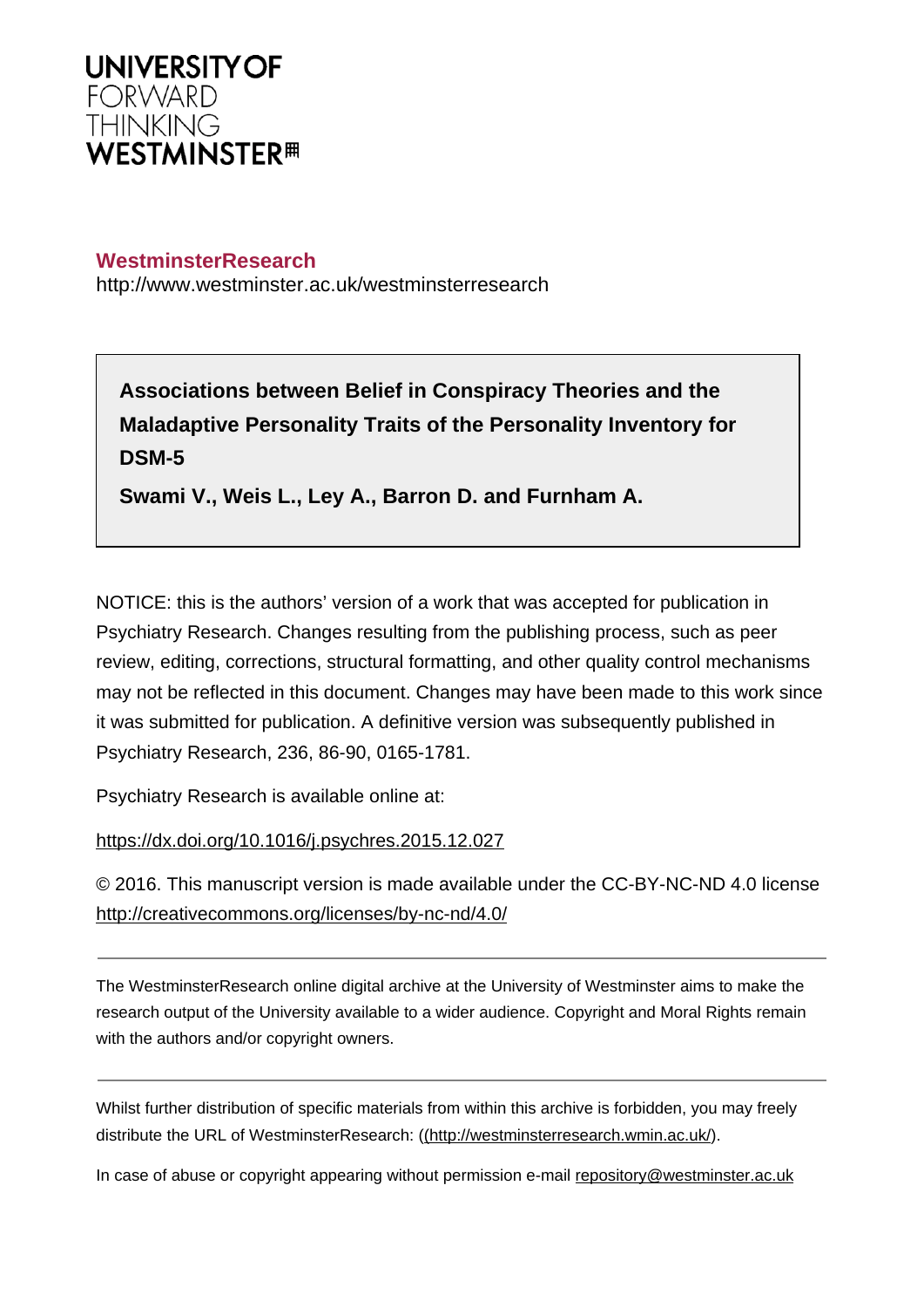UNIVERSITY OF
FORWARD
THINKING
WESTMINSTER

**WestminsterResearch**
http://www.westminster.ac.uk/westminsterresearch

**Associations between Belief in Conspiracy Theories and the Maladaptive Personality Traits of the Personality Inventory for DSM-5**

**Swami V., Weis L., Ley A., Barron D. and Furnham A.**

NOTICE: this is the authors' version of a work that was accepted for publication in Psychiatry Research. Changes resulting from the publishing process, such as peer review, editing, corrections, structural formatting, and other quality control mechanisms may not be reflected in this document. Changes may have been made to this work since it was submitted for publication. A definitive version was subsequently published in Psychiatry Research, 236, 86-90, 0165-1781.

Psychiatry Research is available online at:

https://dx.doi.org/10.1016/j.psychres.2015.12.027

© 2016. This manuscript version is made available under the CC-BY-NC-ND 4.0 license http://creativecommons.org/licenses/by-nc-nd/4.0/

---

The WestminsterResearch online digital archive at the University of Westminster aims to make the research output of the University available to a wider audience. Copyright and Moral Rights remain with the authors and/or copyright owners.

---

Whilst further distribution of specific materials from within this archive is forbidden, you may freely distribute the URL of WestminsterResearch: ((http://westminsterresearch.wmin.ac.uk/).

In case of abuse or copyright appearing without permission e-mail repository@westminster.ac.uk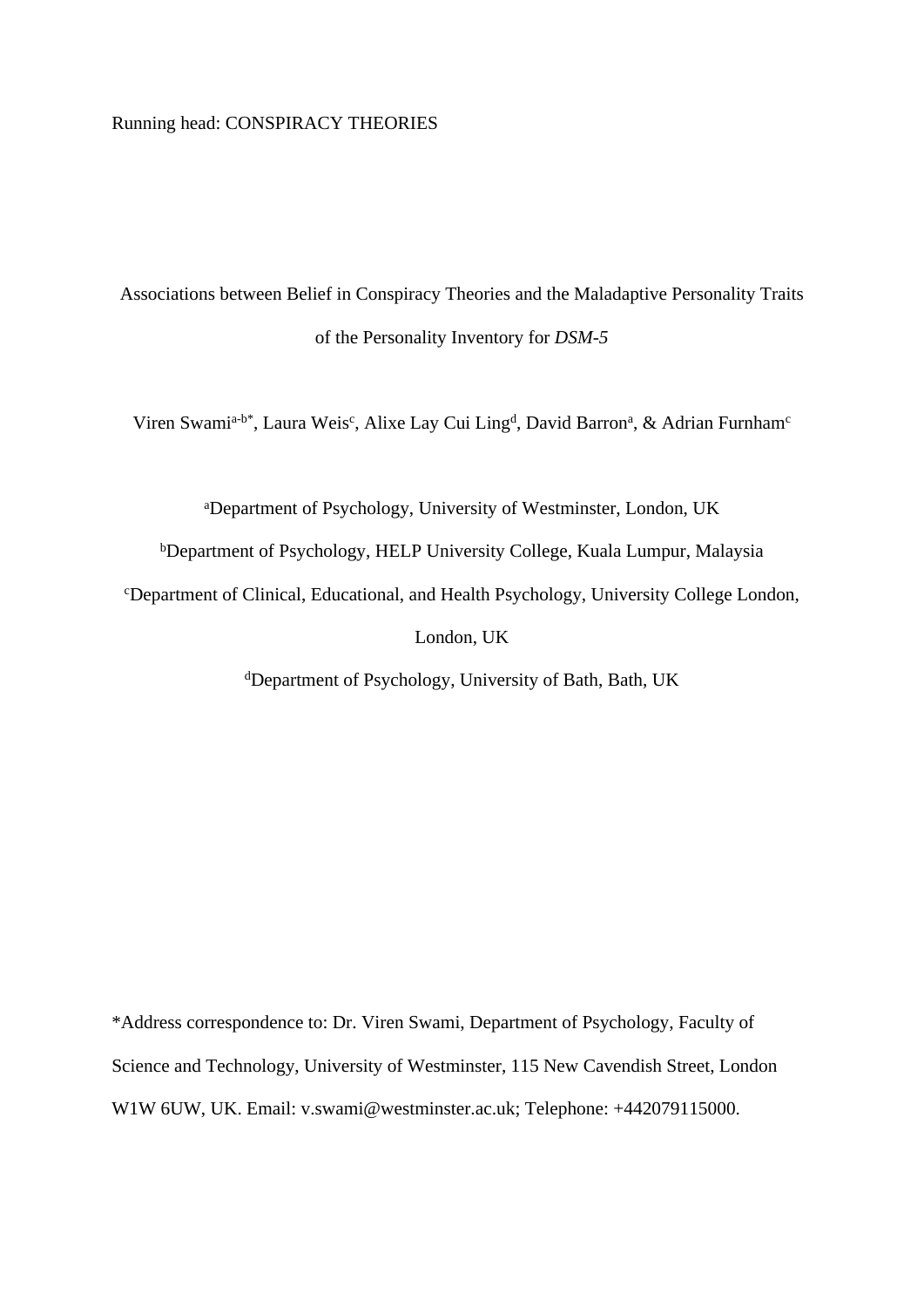Running head: CONSPIRACY THEORIES

# Associations between Belief in Conspiracy Theories and the Maladaptive Personality Traits of the Personality Inventory for *DSM-5*

Viren Swami[a-b*], Laura Weis[c], Alixe Lay Cui Ling[d], David Barron[a], & Adrian Furnham[c]

[a]Department of Psychology, University of Westminster, London, UK

[b]Department of Psychology, HELP University College, Kuala Lumpur, Malaysia

[c]Department of Clinical, Educational, and Health Psychology, University College London, London, UK

[d]Department of Psychology, University of Bath, Bath, UK

*Address correspondence to: Dr. Viren Swami, Department of Psychology, Faculty of Science and Technology, University of Westminster, 115 New Cavendish Street, London W1W 6UW, UK. Email: v.swami@westminster.ac.uk; Telephone: +442079115000.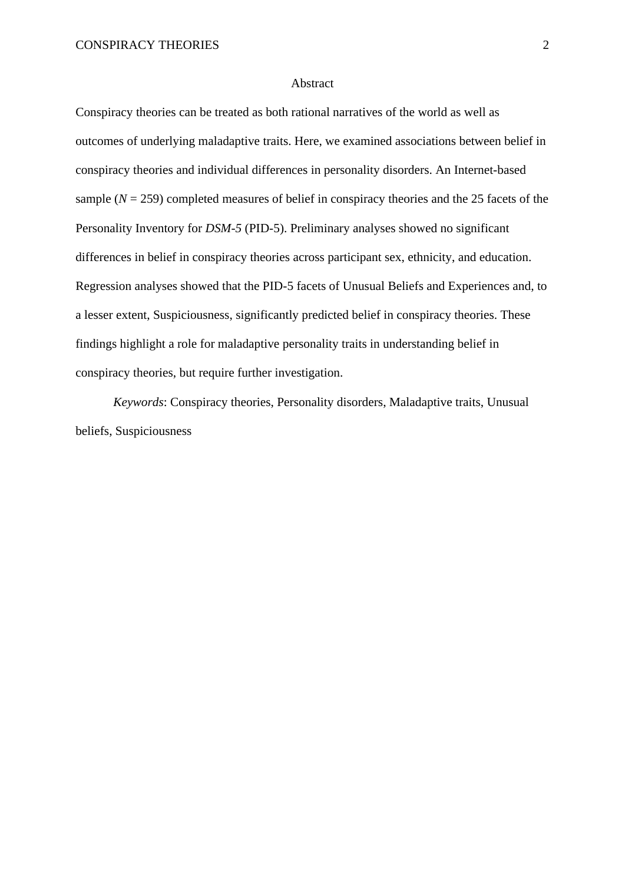# Abstract

Conspiracy theories can be treated as both rational narratives of the world as well as outcomes of underlying maladaptive traits. Here, we examined associations between belief in conspiracy theories and individual differences in personality disorders. An Internet-based sample ($N$ = 259) completed measures of belief in conspiracy theories and the 25 facets of the Personality Inventory for *DSM-5* (PID-5). Preliminary analyses showed no significant differences in belief in conspiracy theories across participant sex, ethnicity, and education. Regression analyses showed that the PID-5 facets of Unusual Beliefs and Experiences and, to a lesser extent, Suspiciousness, significantly predicted belief in conspiracy theories. These findings highlight a role for maladaptive personality traits in understanding belief in conspiracy theories, but require further investigation.

*Keywords*: Conspiracy theories, Personality disorders, Maladaptive traits, Unusual beliefs, Suspiciousness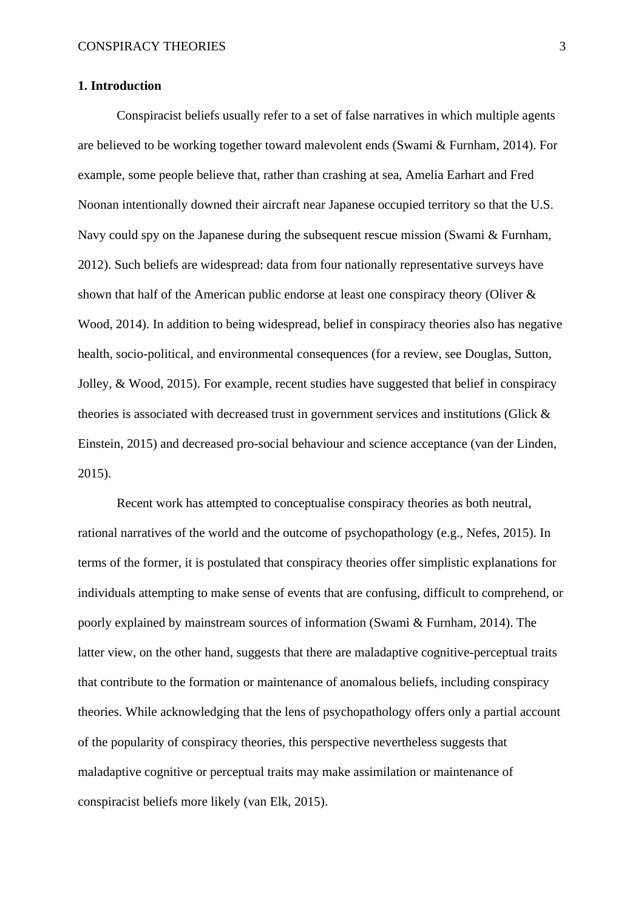## 1. Introduction

Conspiracist beliefs usually refer to a set of false narratives in which multiple agents are believed to be working together toward malevolent ends (Swami & Furnham, 2014). For example, some people believe that, rather than crashing at sea, Amelia Earhart and Fred Noonan intentionally downed their aircraft near Japanese occupied territory so that the U.S. Navy could spy on the Japanese during the subsequent rescue mission (Swami & Furnham, 2012). Such beliefs are widespread: data from four nationally representative surveys have shown that half of the American public endorse at least one conspiracy theory (Oliver & Wood, 2014). In addition to being widespread, belief in conspiracy theories also has negative health, socio-political, and environmental consequences (for a review, see Douglas, Sutton, Jolley, & Wood, 2015). For example, recent studies have suggested that belief in conspiracy theories is associated with decreased trust in government services and institutions (Glick & Einstein, 2015) and decreased pro-social behaviour and science acceptance (van der Linden, 2015).

Recent work has attempted to conceptualise conspiracy theories as both neutral, rational narratives of the world and the outcome of psychopathology (e.g., Nefes, 2015). In terms of the former, it is postulated that conspiracy theories offer simplistic explanations for individuals attempting to make sense of events that are confusing, difficult to comprehend, or poorly explained by mainstream sources of information (Swami & Furnham, 2014). The latter view, on the other hand, suggests that there are maladaptive cognitive-perceptual traits that contribute to the formation or maintenance of anomalous beliefs, including conspiracy theories. While acknowledging that the lens of psychopathology offers only a partial account of the popularity of conspiracy theories, this perspective nevertheless suggests that maladaptive cognitive or perceptual traits may make assimilation or maintenance of conspiracist beliefs more likely (van Elk, 2015).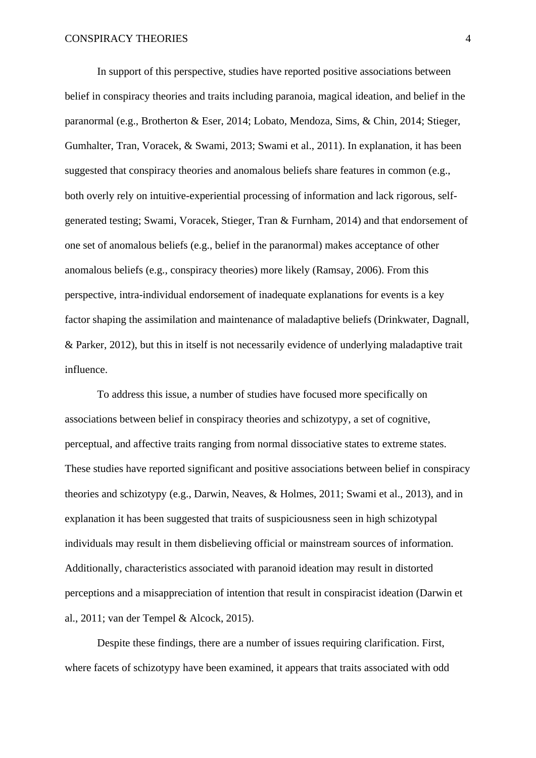In support of this perspective, studies have reported positive associations between belief in conspiracy theories and traits including paranoia, magical ideation, and belief in the paranormal (e.g., Brotherton & Eser, 2014; Lobato, Mendoza, Sims, & Chin, 2014; Stieger, Gumhalter, Tran, Voracek, & Swami, 2013; Swami et al., 2011). In explanation, it has been suggested that conspiracy theories and anomalous beliefs share features in common (e.g., both overly rely on intuitive-experiential processing of information and lack rigorous, self-generated testing; Swami, Voracek, Stieger, Tran & Furnham, 2014) and that endorsement of one set of anomalous beliefs (e.g., belief in the paranormal) makes acceptance of other anomalous beliefs (e.g., conspiracy theories) more likely (Ramsay, 2006). From this perspective, intra-individual endorsement of inadequate explanations for events is a key factor shaping the assimilation and maintenance of maladaptive beliefs (Drinkwater, Dagnall, & Parker, 2012), but this in itself is not necessarily evidence of underlying maladaptive trait influence.

To address this issue, a number of studies have focused more specifically on associations between belief in conspiracy theories and schizotypy, a set of cognitive, perceptual, and affective traits ranging from normal dissociative states to extreme states. These studies have reported significant and positive associations between belief in conspiracy theories and schizotypy (e.g., Darwin, Neaves, & Holmes, 2011; Swami et al., 2013), and in explanation it has been suggested that traits of suspiciousness seen in high schizotypal individuals may result in them disbelieving official or mainstream sources of information. Additionally, characteristics associated with paranoid ideation may result in distorted perceptions and a misappreciation of intention that result in conspiracist ideation (Darwin et al., 2011; van der Tempel & Alcock, 2015).

Despite these findings, there are a number of issues requiring clarification. First, where facets of schizotypy have been examined, it appears that traits associated with odd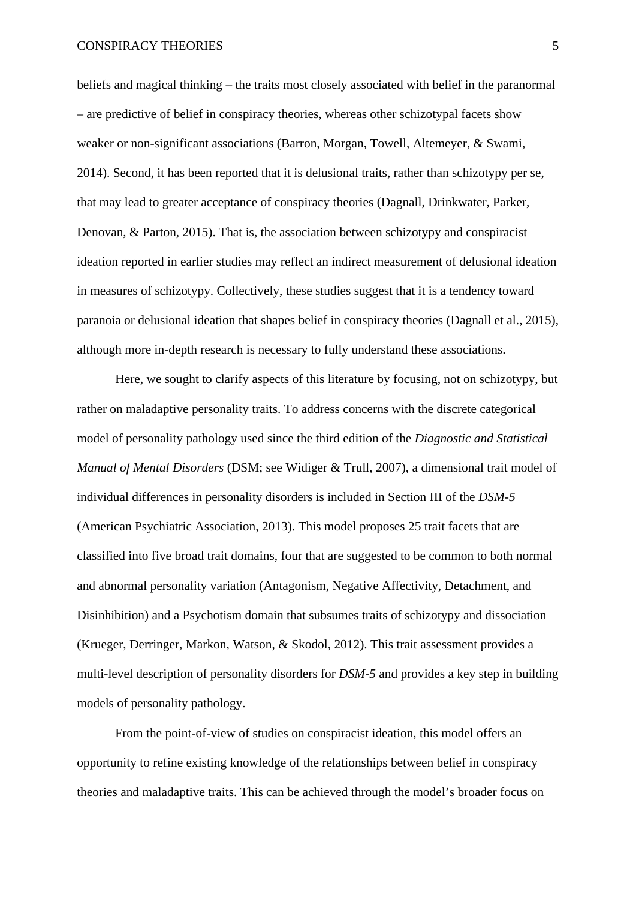beliefs and magical thinking – the traits most closely associated with belief in the paranormal – are predictive of belief in conspiracy theories, whereas other schizotypal facets show weaker or non-significant associations (Barron, Morgan, Towell, Altemeyer, & Swami, 2014). Second, it has been reported that it is delusional traits, rather than schizotypy per se, that may lead to greater acceptance of conspiracy theories (Dagnall, Drinkwater, Parker, Denovan, & Parton, 2015). That is, the association between schizotypy and conspiracist ideation reported in earlier studies may reflect an indirect measurement of delusional ideation in measures of schizotypy. Collectively, these studies suggest that it is a tendency toward paranoia or delusional ideation that shapes belief in conspiracy theories (Dagnall et al., 2015), although more in-depth research is necessary to fully understand these associations.

Here, we sought to clarify aspects of this literature by focusing, not on schizotypy, but rather on maladaptive personality traits. To address concerns with the discrete categorical model of personality pathology used since the third edition of the *Diagnostic and Statistical Manual of Mental Disorders* (DSM; see Widiger & Trull, 2007), a dimensional trait model of individual differences in personality disorders is included in Section III of the *DSM-5* (American Psychiatric Association, 2013). This model proposes 25 trait facets that are classified into five broad trait domains, four that are suggested to be common to both normal and abnormal personality variation (Antagonism, Negative Affectivity, Detachment, and Disinhibition) and a Psychotism domain that subsumes traits of schizotypy and dissociation (Krueger, Derringer, Markon, Watson, & Skodol, 2012). This trait assessment provides a multi-level description of personality disorders for *DSM-5* and provides a key step in building models of personality pathology.

From the point-of-view of studies on conspiracist ideation, this model offers an opportunity to refine existing knowledge of the relationships between belief in conspiracy theories and maladaptive traits. This can be achieved through the model's broader focus on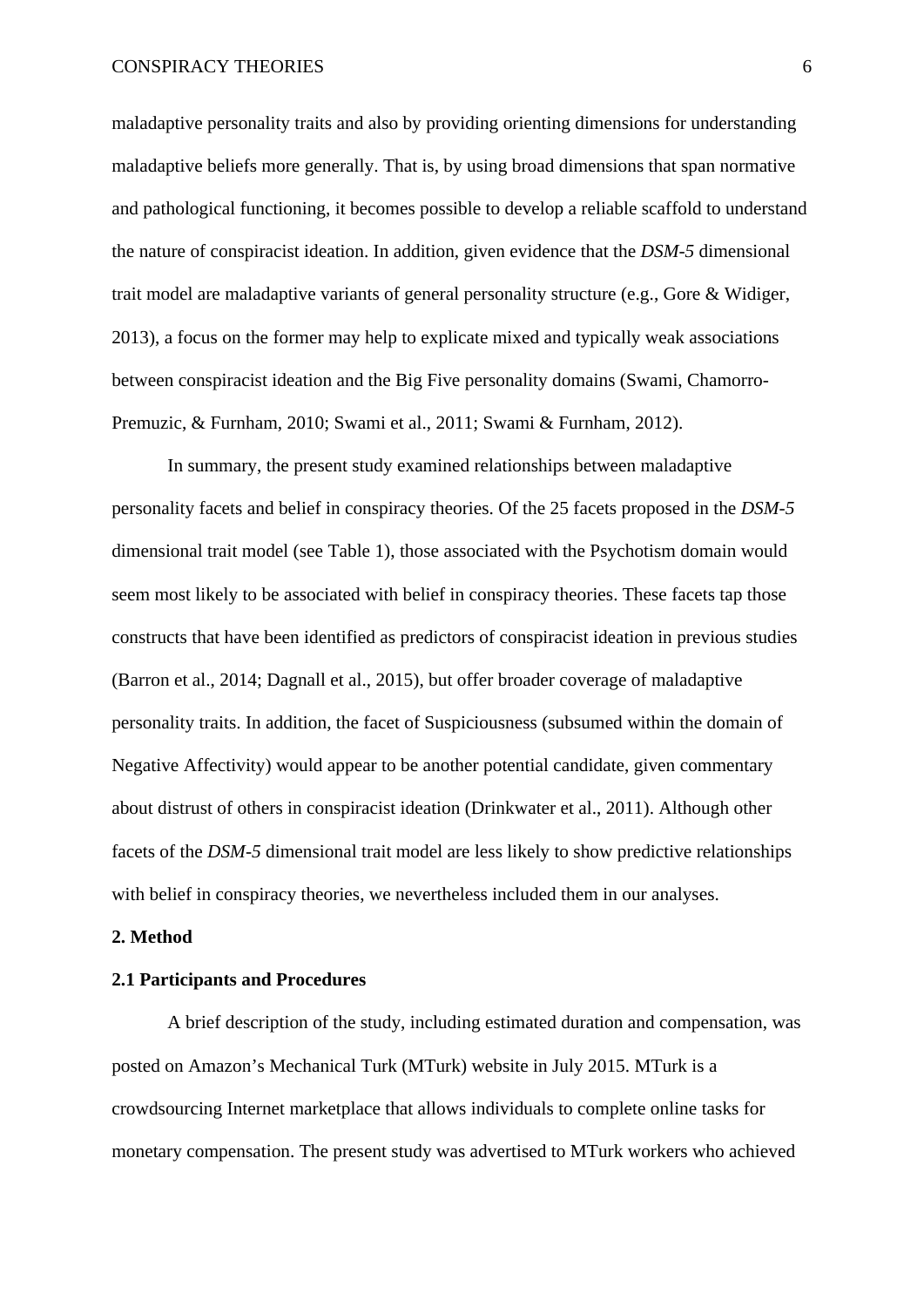maladaptive personality traits and also by providing orienting dimensions for understanding maladaptive beliefs more generally. That is, by using broad dimensions that span normative and pathological functioning, it becomes possible to develop a reliable scaffold to understand the nature of conspiracist ideation. In addition, given evidence that the *DSM-5* dimensional trait model are maladaptive variants of general personality structure (e.g., Gore & Widiger, 2013), a focus on the former may help to explicate mixed and typically weak associations between conspiracist ideation and the Big Five personality domains (Swami, Chamorro-Premuzic, & Furnham, 2010; Swami et al., 2011; Swami & Furnham, 2012).

In summary, the present study examined relationships between maladaptive personality facets and belief in conspiracy theories. Of the 25 facets proposed in the *DSM-5* dimensional trait model (see Table 1), those associated with the Psychotism domain would seem most likely to be associated with belief in conspiracy theories. These facets tap those constructs that have been identified as predictors of conspiracist ideation in previous studies (Barron et al., 2014; Dagnall et al., 2015), but offer broader coverage of maladaptive personality traits. In addition, the facet of Suspiciousness (subsumed within the domain of Negative Affectivity) would appear to be another potential candidate, given commentary about distrust of others in conspiracist ideation (Drinkwater et al., 2011). Although other facets of the *DSM-5* dimensional trait model are less likely to show predictive relationships with belief in conspiracy theories, we nevertheless included them in our analyses.

## 2. Method

### 2.1 Participants and Procedures

A brief description of the study, including estimated duration and compensation, was posted on Amazon's Mechanical Turk (MTurk) website in July 2015. MTurk is a crowdsourcing Internet marketplace that allows individuals to complete online tasks for monetary compensation. The present study was advertised to MTurk workers who achieved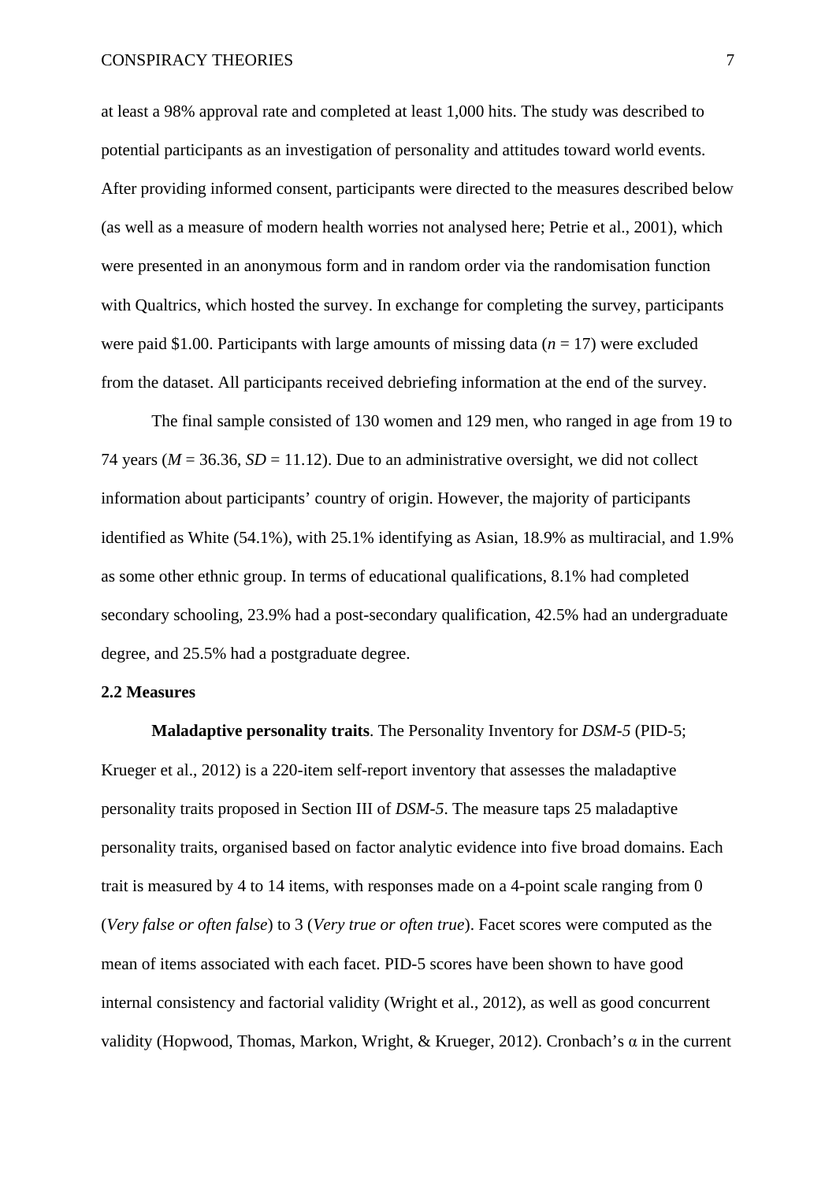at least a 98% approval rate and completed at least 1,000 hits. The study was described to potential participants as an investigation of personality and attitudes toward world events. After providing informed consent, participants were directed to the measures described below (as well as a measure of modern health worries not analysed here; Petrie et al., 2001), which were presented in an anonymous form and in random order via the randomisation function with Qualtrics, which hosted the survey. In exchange for completing the survey, participants were paid $1.00. Participants with large amounts of missing data ($n$ = 17) were excluded from the dataset. All participants received debriefing information at the end of the survey.

The final sample consisted of 130 women and 129 men, who ranged in age from 19 to 74 years ($M$ = 36.36, $SD$ = 11.12). Due to an administrative oversight, we did not collect information about participants' country of origin. However, the majority of participants identified as White (54.1%), with 25.1% identifying as Asian, 18.9% as multiracial, and 1.9% as some other ethnic group. In terms of educational qualifications, 8.1% had completed secondary schooling, 23.9% had a post-secondary qualification, 42.5% had an undergraduate degree, and 25.5% had a postgraduate degree.

### 2.2 Measures

**Maladaptive personality traits**. The Personality Inventory for *DSM-5* (PID-5; Krueger et al., 2012) is a 220-item self-report inventory that assesses the maladaptive personality traits proposed in Section III of *DSM-5*. The measure taps 25 maladaptive personality traits, organised based on factor analytic evidence into five broad domains. Each trait is measured by 4 to 14 items, with responses made on a 4-point scale ranging from 0 (*Very false or often false*) to 3 (*Very true or often true*). Facet scores were computed as the mean of items associated with each facet. PID-5 scores have been shown to have good internal consistency and factorial validity (Wright et al., 2012), as well as good concurrent validity (Hopwood, Thomas, Markon, Wright, & Krueger, 2012). Cronbach's α in the current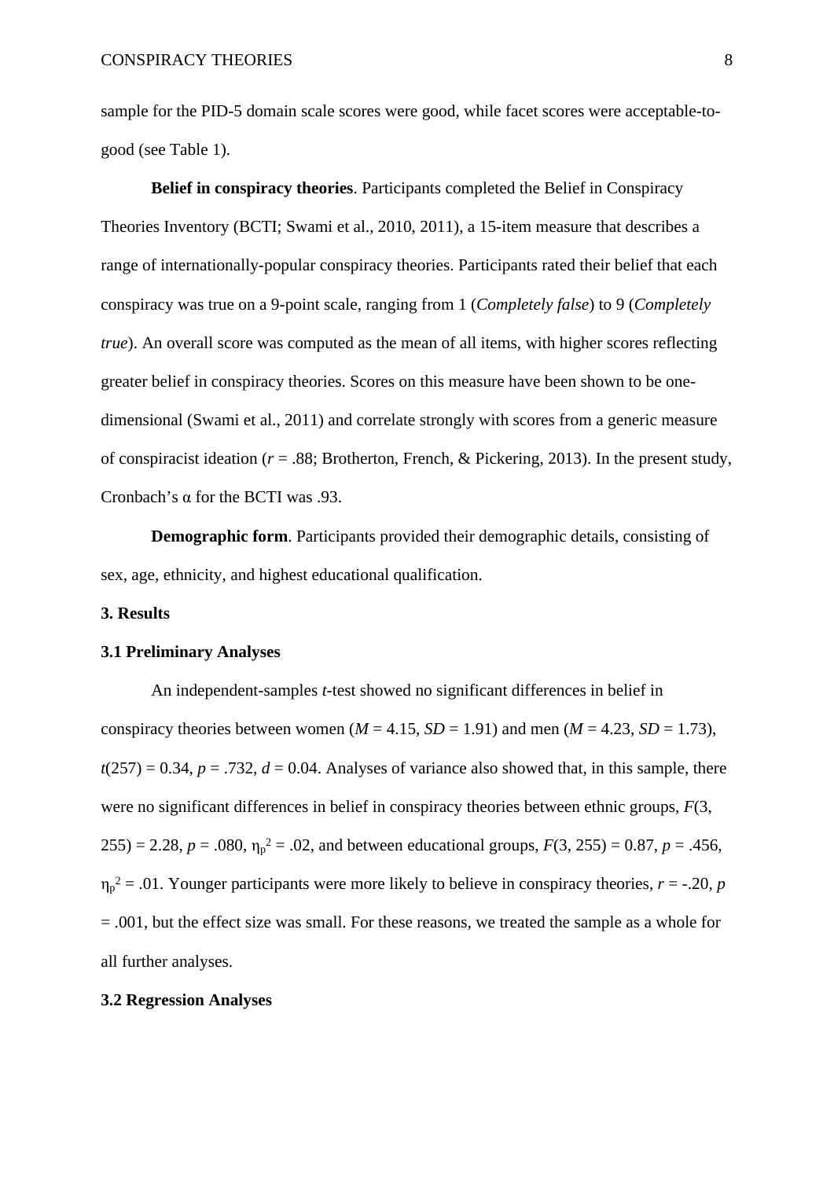sample for the PID-5 domain scale scores were good, while facet scores were acceptable-to-good (see Table 1).

**Belief in conspiracy theories**. Participants completed the Belief in Conspiracy Theories Inventory (BCTI; Swami et al., 2010, 2011), a 15-item measure that describes a range of internationally-popular conspiracy theories. Participants rated their belief that each conspiracy was true on a 9-point scale, ranging from 1 (*Completely false*) to 9 (*Completely true*). An overall score was computed as the mean of all items, with higher scores reflecting greater belief in conspiracy theories. Scores on this measure have been shown to be one-dimensional (Swami et al., 2011) and correlate strongly with scores from a generic measure of conspiracist ideation ($r$ = .88; Brotherton, French, & Pickering, 2013). In the present study, Cronbach's $\alpha$ for the BCTI was .93.

**Demographic form**. Participants provided their demographic details, consisting of sex, age, ethnicity, and highest educational qualification.

## 3. Results

### 3.1 Preliminary Analyses

An independent-samples $t$-test showed no significant differences in belief in conspiracy theories between women ($M$ = 4.15, $SD$ = 1.91) and men ($M$ = 4.23, $SD$ = 1.73), $t(257) = 0.34$, $p$ = .732, $d$ = 0.04. Analyses of variance also showed that, in this sample, there were no significant differences in belief in conspiracy theories between ethnic groups, $F(3, 255) = 2.28$, $p$ = .080, $\eta_p^2$ = .02, and between educational groups, $F(3, 255) = 0.87$, $p$ = .456, $\eta_p^2$ = .01. Younger participants were more likely to believe in conspiracy theories, $r$ = -.20, $p$ = .001, but the effect size was small. For these reasons, we treated the sample as a whole for all further analyses.

### 3.2 Regression Analyses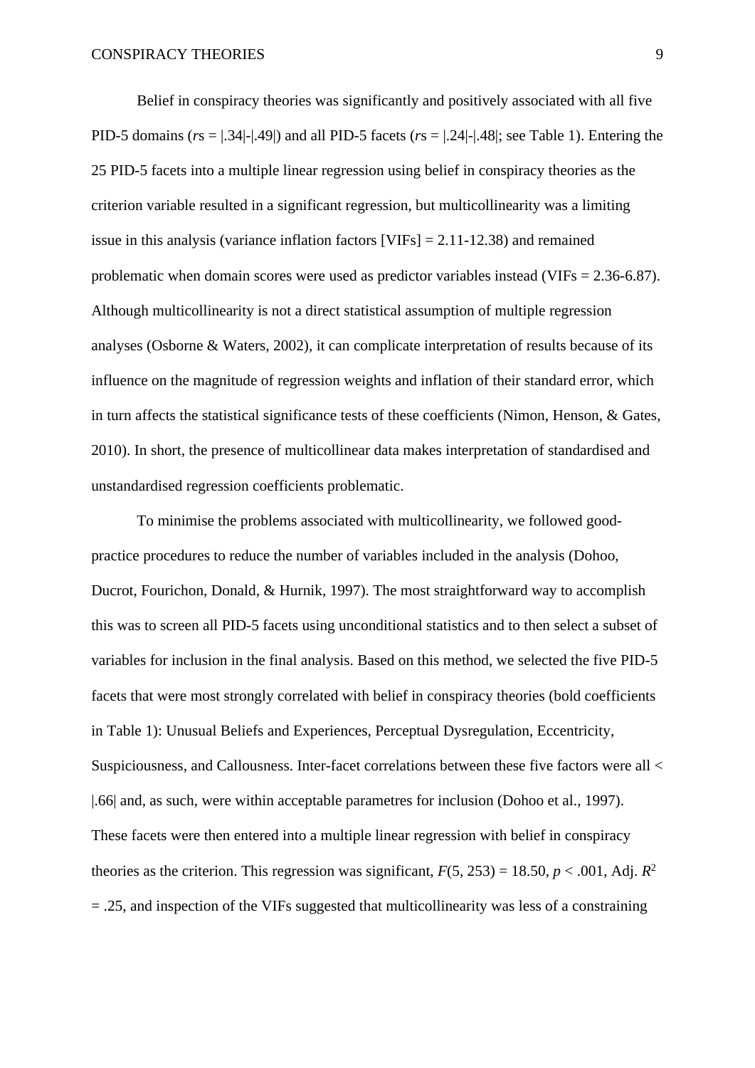Belief in conspiracy theories was significantly and positively associated with all five PID-5 domains (*r*s = |.34|-|.49|) and all PID-5 facets (*r*s = |.24|-|.48|; see Table 1). Entering the 25 PID-5 facets into a multiple linear regression using belief in conspiracy theories as the criterion variable resulted in a significant regression, but multicollinearity was a limiting issue in this analysis (variance inflation factors [VIFs] = 2.11-12.38) and remained problematic when domain scores were used as predictor variables instead (VIFs = 2.36-6.87). Although multicollinearity is not a direct statistical assumption of multiple regression analyses (Osborne & Waters, 2002), it can complicate interpretation of results because of its influence on the magnitude of regression weights and inflation of their standard error, which in turn affects the statistical significance tests of these coefficients (Nimon, Henson, & Gates, 2010). In short, the presence of multicollinear data makes interpretation of standardised and unstandardised regression coefficients problematic.

To minimise the problems associated with multicollinearity, we followed good-practice procedures to reduce the number of variables included in the analysis (Dohoo, Ducrot, Fourichon, Donald, & Hurnik, 1997). The most straightforward way to accomplish this was to screen all PID-5 facets using unconditional statistics and to then select a subset of variables for inclusion in the final analysis. Based on this method, we selected the five PID-5 facets that were most strongly correlated with belief in conspiracy theories (bold coefficients in Table 1): Unusual Beliefs and Experiences, Perceptual Dysregulation, Eccentricity, Suspiciousness, and Callousness. Inter-facet correlations between these five factors were all < |.66| and, as such, were within acceptable parametres for inclusion (Dohoo et al., 1997). These facets were then entered into a multiple linear regression with belief in conspiracy theories as the criterion. This regression was significant, $F(5, 253) = 18.50$, $p < .001$, Adj. $R^2 = .25$, and inspection of the VIFs suggested that multicollinearity was less of a constraining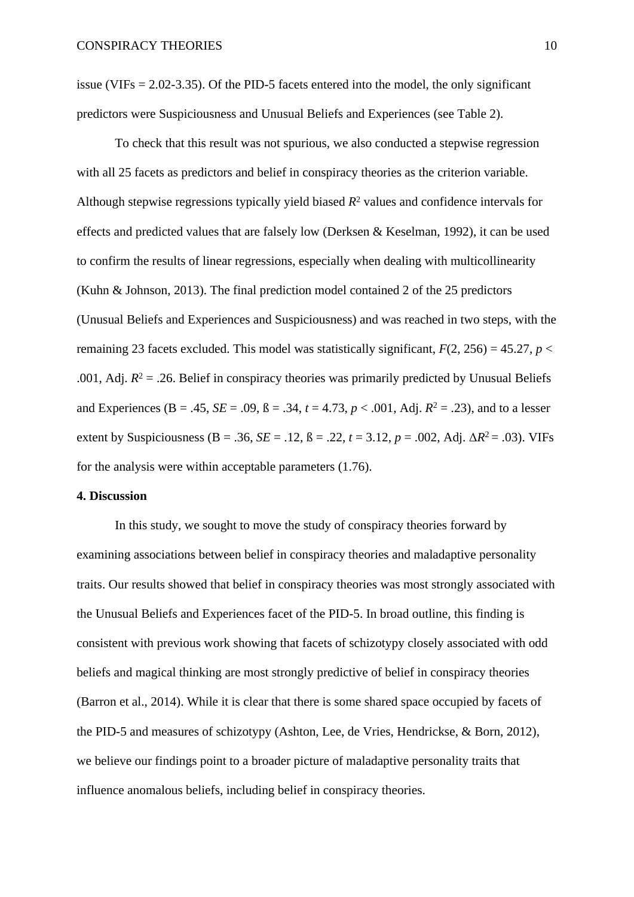issue (VIFs = 2.02-3.35). Of the PID-5 facets entered into the model, the only significant predictors were Suspiciousness and Unusual Beliefs and Experiences (see Table 2).

To check that this result was not spurious, we also conducted a stepwise regression with all 25 facets as predictors and belief in conspiracy theories as the criterion variable. Although stepwise regressions typically yield biased $R^2$ values and confidence intervals for effects and predicted values that are falsely low (Derksen & Keselman, 1992), it can be used to confirm the results of linear regressions, especially when dealing with multicollinearity (Kuhn & Johnson, 2013). The final prediction model contained 2 of the 25 predictors (Unusual Beliefs and Experiences and Suspiciousness) and was reached in two steps, with the remaining 23 facets excluded. This model was statistically significant, $F(2, 256) = 45.27$, $p < .001$, Adj. $R^2 = .26$. Belief in conspiracy theories was primarily predicted by Unusual Beliefs and Experiences (B = .45, *SE* = .09, ß = .34, $t = 4.73$, $p < .001$, Adj. $R^2 = .23$), and to a lesser extent by Suspiciousness (B = .36, *SE* = .12, ß = .22, $t = 3.12$, $p = .002$, Adj. $\Delta R^2 = .03$). VIFs for the analysis were within acceptable parameters (1.76).

## 4. Discussion

In this study, we sought to move the study of conspiracy theories forward by examining associations between belief in conspiracy theories and maladaptive personality traits. Our results showed that belief in conspiracy theories was most strongly associated with the Unusual Beliefs and Experiences facet of the PID-5. In broad outline, this finding is consistent with previous work showing that facets of schizotypy closely associated with odd beliefs and magical thinking are most strongly predictive of belief in conspiracy theories (Barron et al., 2014). While it is clear that there is some shared space occupied by facets of the PID-5 and measures of schizotypy (Ashton, Lee, de Vries, Hendrickse, & Born, 2012), we believe our findings point to a broader picture of maladaptive personality traits that influence anomalous beliefs, including belief in conspiracy theories.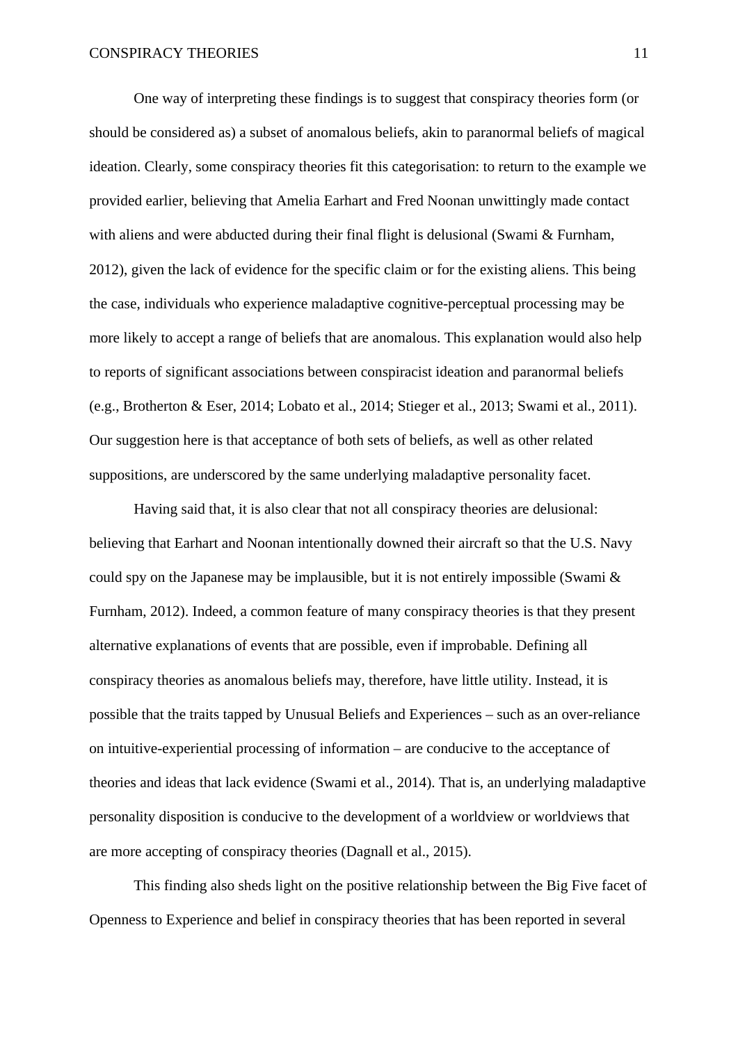One way of interpreting these findings is to suggest that conspiracy theories form (or should be considered as) a subset of anomalous beliefs, akin to paranormal beliefs of magical ideation. Clearly, some conspiracy theories fit this categorisation: to return to the example we provided earlier, believing that Amelia Earhart and Fred Noonan unwittingly made contact with aliens and were abducted during their final flight is delusional (Swami & Furnham, 2012), given the lack of evidence for the specific claim or for the existing aliens. This being the case, individuals who experience maladaptive cognitive-perceptual processing may be more likely to accept a range of beliefs that are anomalous. This explanation would also help to reports of significant associations between conspiracist ideation and paranormal beliefs (e.g., Brotherton & Eser, 2014; Lobato et al., 2014; Stieger et al., 2013; Swami et al., 2011). Our suggestion here is that acceptance of both sets of beliefs, as well as other related suppositions, are underscored by the same underlying maladaptive personality facet.

Having said that, it is also clear that not all conspiracy theories are delusional: believing that Earhart and Noonan intentionally downed their aircraft so that the U.S. Navy could spy on the Japanese may be implausible, but it is not entirely impossible (Swami & Furnham, 2012). Indeed, a common feature of many conspiracy theories is that they present alternative explanations of events that are possible, even if improbable. Defining all conspiracy theories as anomalous beliefs may, therefore, have little utility. Instead, it is possible that the traits tapped by Unusual Beliefs and Experiences – such as an over-reliance on intuitive-experiential processing of information – are conducive to the acceptance of theories and ideas that lack evidence (Swami et al., 2014). That is, an underlying maladaptive personality disposition is conducive to the development of a worldview or worldviews that are more accepting of conspiracy theories (Dagnall et al., 2015).

This finding also sheds light on the positive relationship between the Big Five facet of Openness to Experience and belief in conspiracy theories that has been reported in several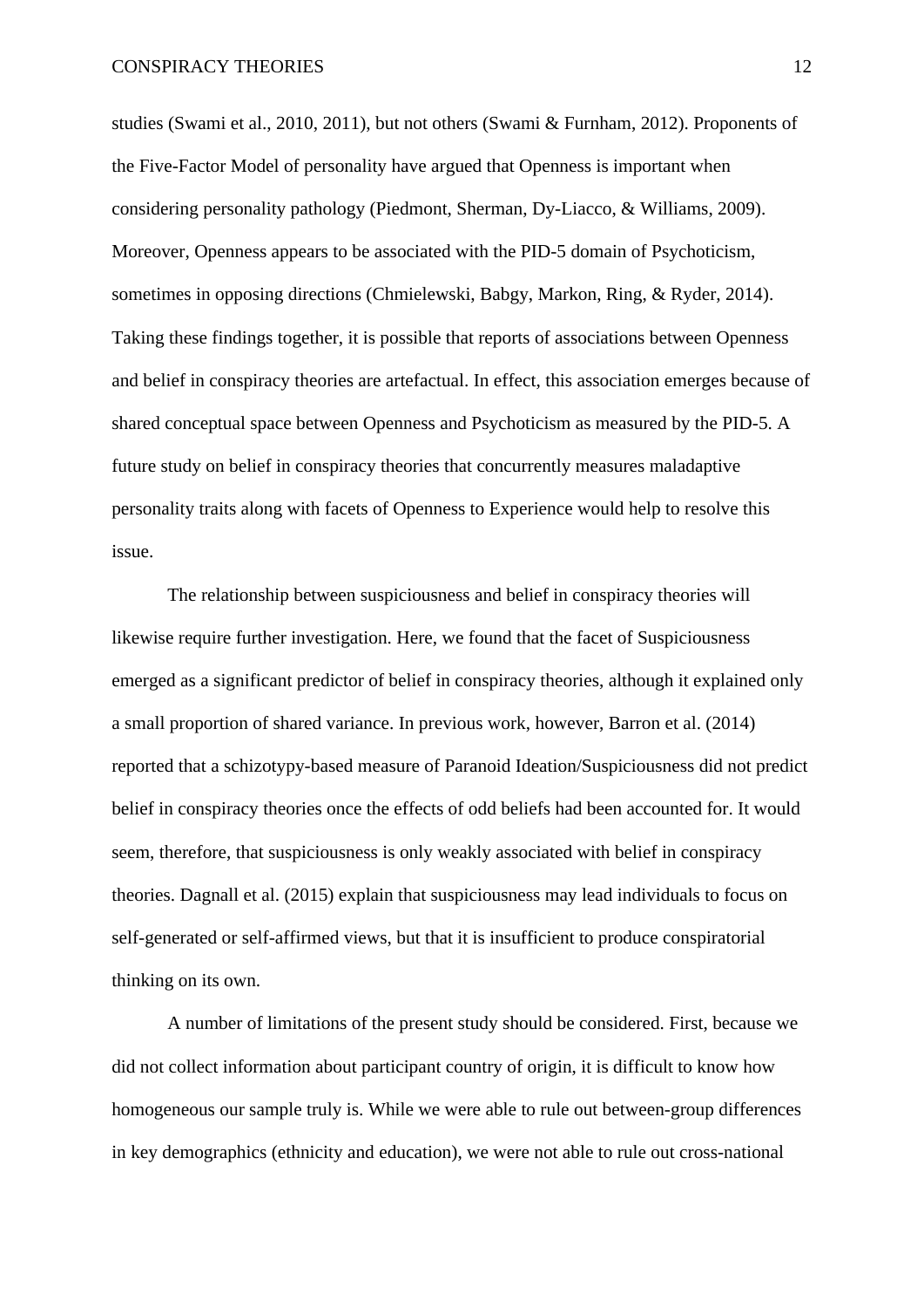studies (Swami et al., 2010, 2011), but not others (Swami & Furnham, 2012). Proponents of the Five-Factor Model of personality have argued that Openness is important when considering personality pathology (Piedmont, Sherman, Dy-Liacco, & Williams, 2009). Moreover, Openness appears to be associated with the PID-5 domain of Psychoticism, sometimes in opposing directions (Chmielewski, Babgy, Markon, Ring, & Ryder, 2014). Taking these findings together, it is possible that reports of associations between Openness and belief in conspiracy theories are artefactual. In effect, this association emerges because of shared conceptual space between Openness and Psychoticism as measured by the PID-5. A future study on belief in conspiracy theories that concurrently measures maladaptive personality traits along with facets of Openness to Experience would help to resolve this issue.

The relationship between suspiciousness and belief in conspiracy theories will likewise require further investigation. Here, we found that the facet of Suspiciousness emerged as a significant predictor of belief in conspiracy theories, although it explained only a small proportion of shared variance. In previous work, however, Barron et al. (2014) reported that a schizotypy-based measure of Paranoid Ideation/Suspiciousness did not predict belief in conspiracy theories once the effects of odd beliefs had been accounted for. It would seem, therefore, that suspiciousness is only weakly associated with belief in conspiracy theories. Dagnall et al. (2015) explain that suspiciousness may lead individuals to focus on self-generated or self-affirmed views, but that it is insufficient to produce conspiratorial thinking on its own.

A number of limitations of the present study should be considered. First, because we did not collect information about participant country of origin, it is difficult to know how homogeneous our sample truly is. While we were able to rule out between-group differences in key demographics (ethnicity and education), we were not able to rule out cross-national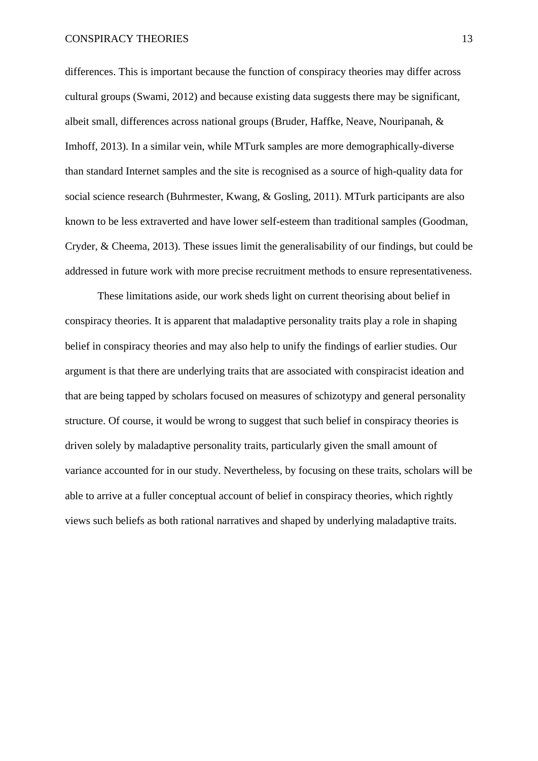differences. This is important because the function of conspiracy theories may differ across cultural groups (Swami, 2012) and because existing data suggests there may be significant, albeit small, differences across national groups (Bruder, Haffke, Neave, Nouripanah, & Imhoff, 2013). In a similar vein, while MTurk samples are more demographically-diverse than standard Internet samples and the site is recognised as a source of high-quality data for social science research (Buhrmester, Kwang, & Gosling, 2011). MTurk participants are also known to be less extraverted and have lower self-esteem than traditional samples (Goodman, Cryder, & Cheema, 2013). These issues limit the generalisability of our findings, but could be addressed in future work with more precise recruitment methods to ensure representativeness.

These limitations aside, our work sheds light on current theorising about belief in conspiracy theories. It is apparent that maladaptive personality traits play a role in shaping belief in conspiracy theories and may also help to unify the findings of earlier studies. Our argument is that there are underlying traits that are associated with conspiracist ideation and that are being tapped by scholars focused on measures of schizotypy and general personality structure. Of course, it would be wrong to suggest that such belief in conspiracy theories is driven solely by maladaptive personality traits, particularly given the small amount of variance accounted for in our study. Nevertheless, by focusing on these traits, scholars will be able to arrive at a fuller conceptual account of belief in conspiracy theories, which rightly views such beliefs as both rational narratives and shaped by underlying maladaptive traits.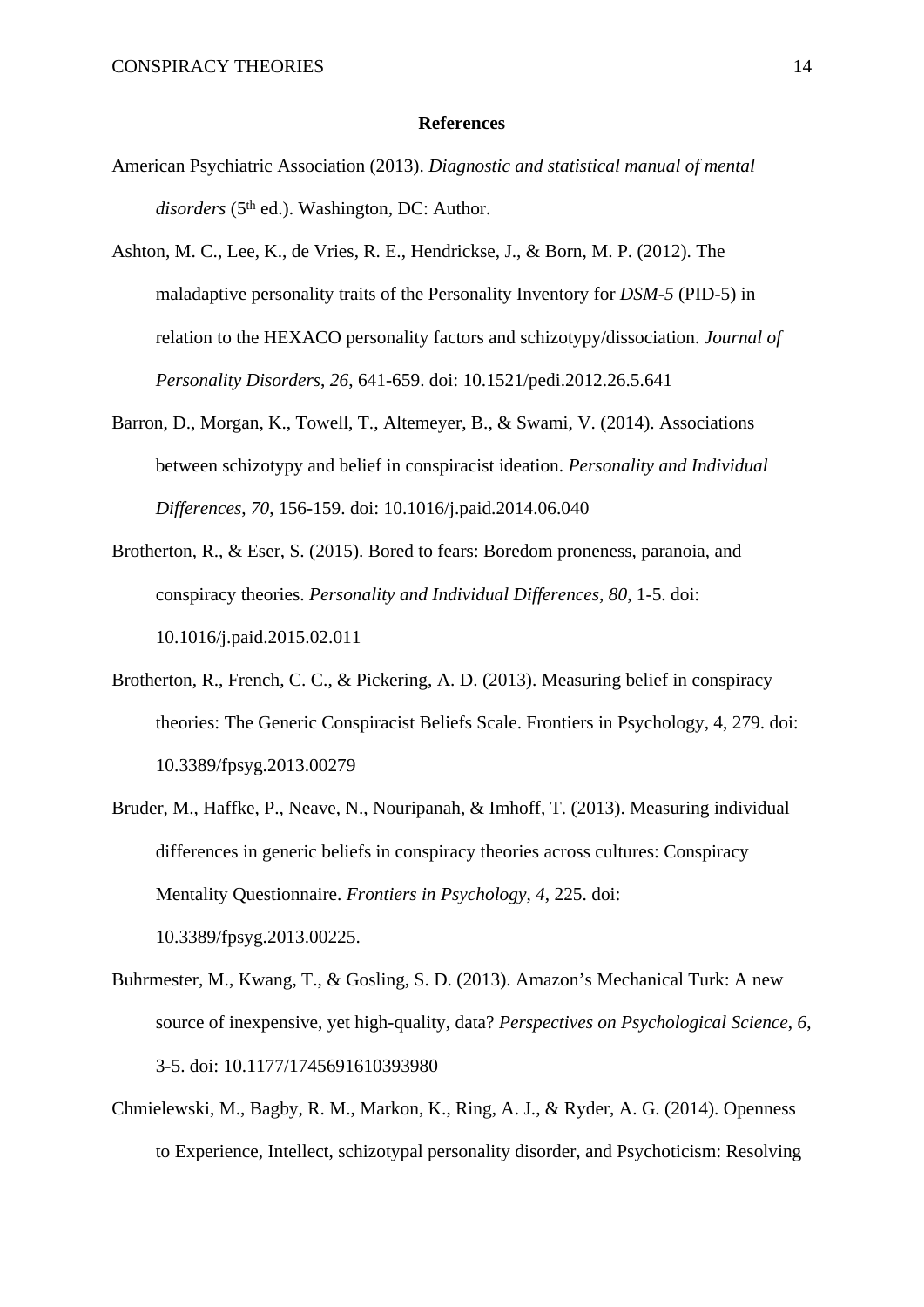**References**

American Psychiatric Association (2013). *Diagnostic and statistical manual of mental disorders* (5th ed.). Washington, DC: Author.

Ashton, M. C., Lee, K., de Vries, R. E., Hendrickse, J., & Born, M. P. (2012). The maladaptive personality traits of the Personality Inventory for *DSM-5* (PID-5) in relation to the HEXACO personality factors and schizotypy/dissociation. *Journal of Personality Disorders*, *26*, 641-659. doi: 10.1521/pedi.2012.26.5.641

Barron, D., Morgan, K., Towell, T., Altemeyer, B., & Swami, V. (2014). Associations between schizotypy and belief in conspiracist ideation. *Personality and Individual Differences*, *70*, 156-159. doi: 10.1016/j.paid.2014.06.040

Brotherton, R., & Eser, S. (2015). Bored to fears: Boredom proneness, paranoia, and conspiracy theories. *Personality and Individual Differences*, *80*, 1-5. doi: 10.1016/j.paid.2015.02.011

Brotherton, R., French, C. C., & Pickering, A. D. (2013). Measuring belief in conspiracy theories: The Generic Conspiracist Beliefs Scale. Frontiers in Psychology, 4, 279. doi: 10.3389/fpsyg.2013.00279

Bruder, M., Haffke, P., Neave, N., Nouripanah, & Imhoff, T. (2013). Measuring individual differences in generic beliefs in conspiracy theories across cultures: Conspiracy Mentality Questionnaire. *Frontiers in Psychology*, *4*, 225. doi: 10.3389/fpsyg.2013.00225.

Buhrmester, M., Kwang, T., & Gosling, S. D. (2013). Amazon's Mechanical Turk: A new source of inexpensive, yet high-quality, data? *Perspectives on Psychological Science*, *6*, 3-5. doi: 10.1177/1745691610393980

Chmielewski, M., Bagby, R. M., Markon, K., Ring, A. J., & Ryder, A. G. (2014). Openness to Experience, Intellect, schizotypal personality disorder, and Psychoticism: Resolving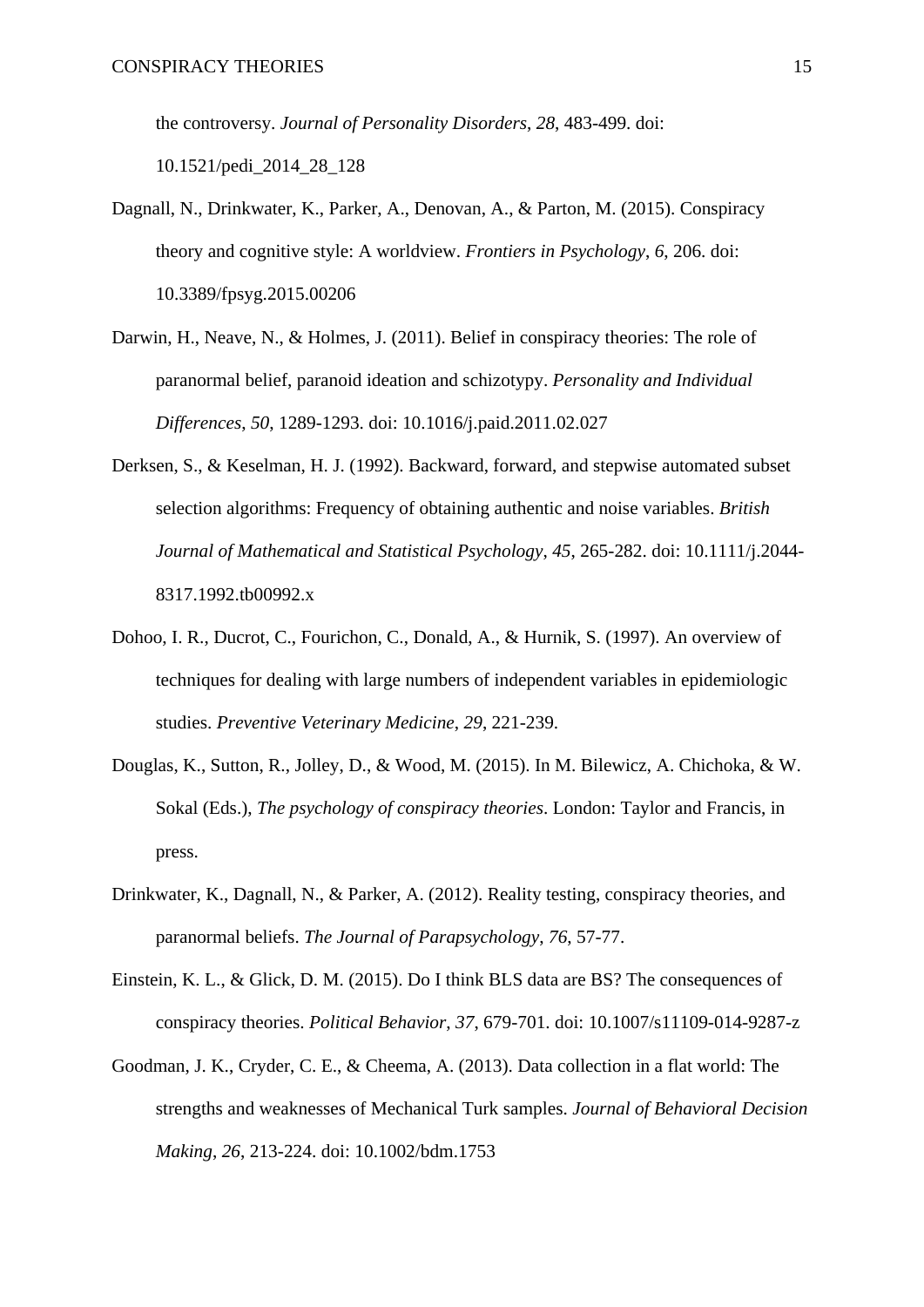the controversy. *Journal of Personality Disorders*, *28*, 483-499. doi: 10.1521/pedi_2014_28_128

Dagnall, N., Drinkwater, K., Parker, A., Denovan, A., & Parton, M. (2015). Conspiracy theory and cognitive style: A worldview. *Frontiers in Psychology*, *6*, 206. doi: 10.3389/fpsyg.2015.00206

Darwin, H., Neave, N., & Holmes, J. (2011). Belief in conspiracy theories: The role of paranormal belief, paranoid ideation and schizotypy. *Personality and Individual Differences*, *50*, 1289-1293. doi: 10.1016/j.paid.2011.02.027

Derksen, S., & Keselman, H. J. (1992). Backward, forward, and stepwise automated subset selection algorithms: Frequency of obtaining authentic and noise variables. *British Journal of Mathematical and Statistical Psychology*, *45*, 265-282. doi: 10.1111/j.2044-8317.1992.tb00992.x

Dohoo, I. R., Ducrot, C., Fourichon, C., Donald, A., & Hurnik, S. (1997). An overview of techniques for dealing with large numbers of independent variables in epidemiologic studies. *Preventive Veterinary Medicine*, *29*, 221-239.

Douglas, K., Sutton, R., Jolley, D., & Wood, M. (2015). In M. Bilewicz, A. Chichoka, & W. Sokal (Eds.), *The psychology of conspiracy theories*. London: Taylor and Francis, in press.

Drinkwater, K., Dagnall, N., & Parker, A. (2012). Reality testing, conspiracy theories, and paranormal beliefs. *The Journal of Parapsychology*, *76*, 57-77.

Einstein, K. L., & Glick, D. M. (2015). Do I think BLS data are BS? The consequences of conspiracy theories. *Political Behavior*, *37*, 679-701. doi: 10.1007/s11109-014-9287-z

Goodman, J. K., Cryder, C. E., & Cheema, A. (2013). Data collection in a flat world: The strengths and weaknesses of Mechanical Turk samples. *Journal of Behavioral Decision Making*, *26*, 213-224. doi: 10.1002/bdm.1753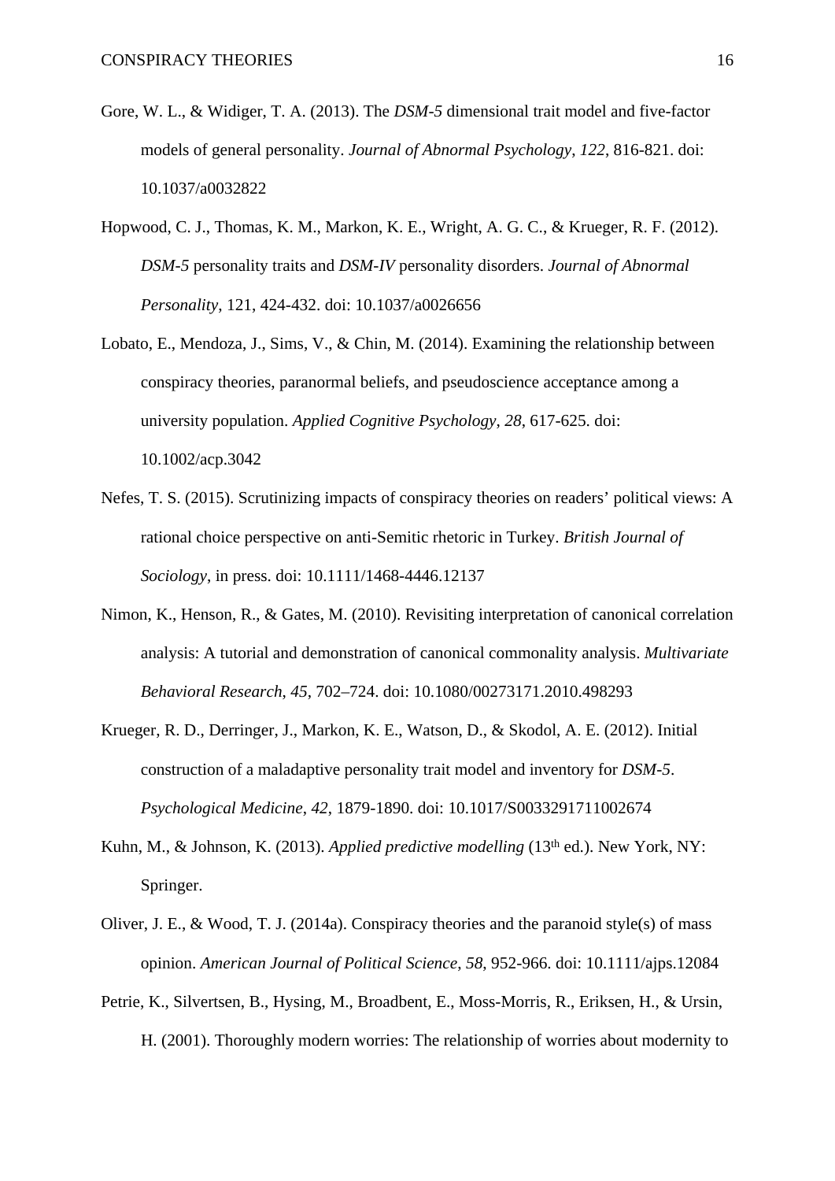Gore, W. L., & Widiger, T. A. (2013). The *DSM-5* dimensional trait model and five-factor models of general personality. *Journal of Abnormal Psychology*, *122*, 816-821. doi: 10.1037/a0032822

Hopwood, C. J., Thomas, K. M., Markon, K. E., Wright, A. G. C., & Krueger, R. F. (2012). *DSM-5* personality traits and *DSM-IV* personality disorders. *Journal of Abnormal Personality*, 121, 424-432. doi: 10.1037/a0026656

Lobato, E., Mendoza, J., Sims, V., & Chin, M. (2014). Examining the relationship between conspiracy theories, paranormal beliefs, and pseudoscience acceptance among a university population. *Applied Cognitive Psychology*, *28*, 617-625. doi: 10.1002/acp.3042

Nefes, T. S. (2015). Scrutinizing impacts of conspiracy theories on readers' political views: A rational choice perspective on anti-Semitic rhetoric in Turkey. *British Journal of Sociology*, in press. doi: 10.1111/1468-4446.12137

Nimon, K., Henson, R., & Gates, M. (2010). Revisiting interpretation of canonical correlation analysis: A tutorial and demonstration of canonical commonality analysis. *Multivariate Behavioral Research*, *45*, 702–724. doi: 10.1080/00273171.2010.498293

Krueger, R. D., Derringer, J., Markon, K. E., Watson, D., & Skodol, A. E. (2012). Initial construction of a maladaptive personality trait model and inventory for *DSM-5*. *Psychological Medicine*, *42*, 1879-1890. doi: 10.1017/S0033291711002674

Kuhn, M., & Johnson, K. (2013). *Applied predictive modelling* (13th ed.). New York, NY: Springer.

Oliver, J. E., & Wood, T. J. (2014a). Conspiracy theories and the paranoid style(s) of mass opinion. *American Journal of Political Science*, *58*, 952-966. doi: 10.1111/ajps.12084

Petrie, K., Silvertsen, B., Hysing, M., Broadbent, E., Moss-Morris, R., Eriksen, H., & Ursin, H. (2001). Thoroughly modern worries: The relationship of worries about modernity to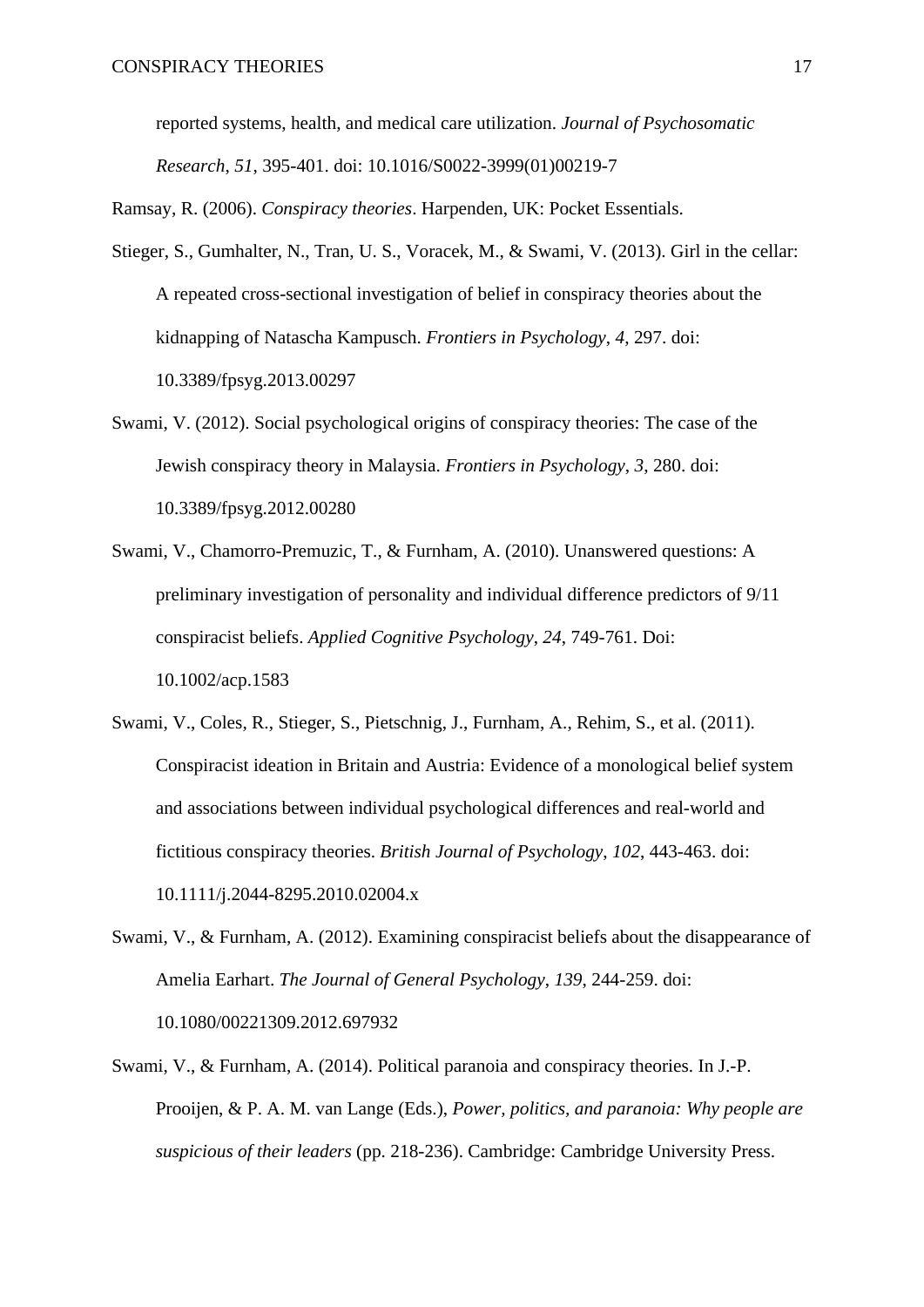reported systems, health, and medical care utilization. *Journal of Psychosomatic Research*, *51*, 395-401. doi: 10.1016/S0022-3999(01)00219-7

Ramsay, R. (2006). *Conspiracy theories*. Harpenden, UK: Pocket Essentials.

Stieger, S., Gumhalter, N., Tran, U. S., Voracek, M., & Swami, V. (2013). Girl in the cellar: A repeated cross-sectional investigation of belief in conspiracy theories about the kidnapping of Natascha Kampusch. *Frontiers in Psychology*, *4*, 297. doi: 10.3389/fpsyg.2013.00297

Swami, V. (2012). Social psychological origins of conspiracy theories: The case of the Jewish conspiracy theory in Malaysia. *Frontiers in Psychology*, *3*, 280. doi: 10.3389/fpsyg.2012.00280

Swami, V., Chamorro-Premuzic, T., & Furnham, A. (2010). Unanswered questions: A preliminary investigation of personality and individual difference predictors of 9/11 conspiracist beliefs. *Applied Cognitive Psychology*, *24*, 749-761. Doi: 10.1002/acp.1583

Swami, V., Coles, R., Stieger, S., Pietschnig, J., Furnham, A., Rehim, S., et al. (2011). Conspiracist ideation in Britain and Austria: Evidence of a monological belief system and associations between individual psychological differences and real-world and fictitious conspiracy theories. *British Journal of Psychology*, *102*, 443-463. doi: 10.1111/j.2044-8295.2010.02004.x

Swami, V., & Furnham, A. (2012). Examining conspiracist beliefs about the disappearance of Amelia Earhart. *The Journal of General Psychology*, *139*, 244-259. doi: 10.1080/00221309.2012.697932

Swami, V., & Furnham, A. (2014). Political paranoia and conspiracy theories. In J.-P. Prooijen, & P. A. M. van Lange (Eds.), *Power, politics, and paranoia: Why people are suspicious of their leaders* (pp. 218-236). Cambridge: Cambridge University Press.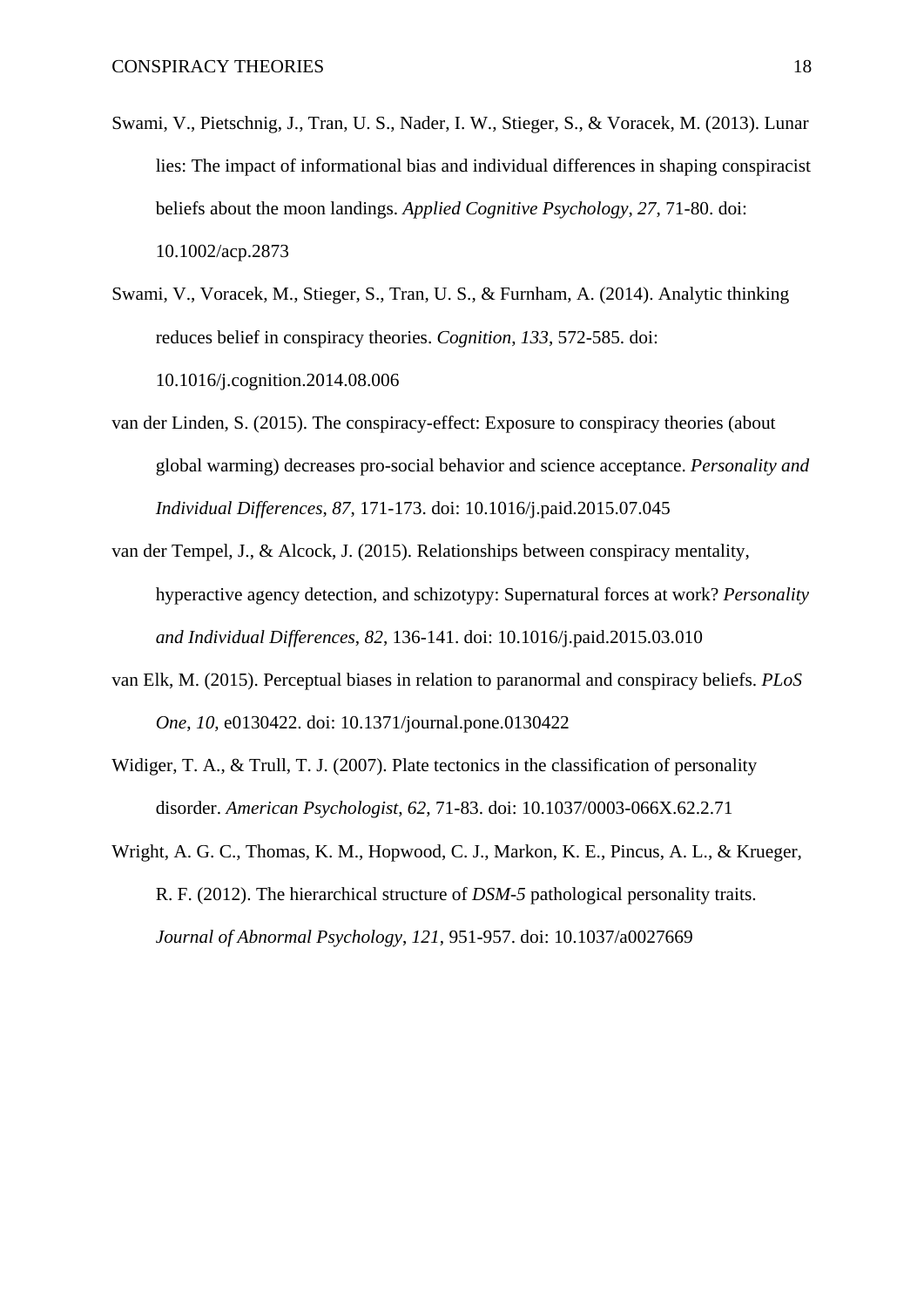Swami, V., Pietschnig, J., Tran, U. S., Nader, I. W., Stieger, S., & Voracek, M. (2013). Lunar lies: The impact of informational bias and individual differences in shaping conspiracist beliefs about the moon landings. *Applied Cognitive Psychology*, *27*, 71-80. doi: 10.1002/acp.2873

Swami, V., Voracek, M., Stieger, S., Tran, U. S., & Furnham, A. (2014). Analytic thinking reduces belief in conspiracy theories. *Cognition*, *133*, 572-585. doi: 10.1016/j.cognition.2014.08.006

van der Linden, S. (2015). The conspiracy-effect: Exposure to conspiracy theories (about global warming) decreases pro-social behavior and science acceptance. *Personality and Individual Differences*, *87*, 171-173. doi: 10.1016/j.paid.2015.07.045

van der Tempel, J., & Alcock, J. (2015). Relationships between conspiracy mentality, hyperactive agency detection, and schizotypy: Supernatural forces at work? *Personality and Individual Differences*, *82*, 136-141. doi: 10.1016/j.paid.2015.03.010

van Elk, M. (2015). Perceptual biases in relation to paranormal and conspiracy beliefs. *PLoS One*, *10*, e0130422. doi: 10.1371/journal.pone.0130422

Widiger, T. A., & Trull, T. J. (2007). Plate tectonics in the classification of personality disorder. *American Psychologist*, *62*, 71-83. doi: 10.1037/0003-066X.62.2.71

Wright, A. G. C., Thomas, K. M., Hopwood, C. J., Markon, K. E., Pincus, A. L., & Krueger, R. F. (2012). The hierarchical structure of *DSM-5* pathological personality traits. *Journal of Abnormal Psychology*, *121*, 951-957. doi: 10.1037/a0027669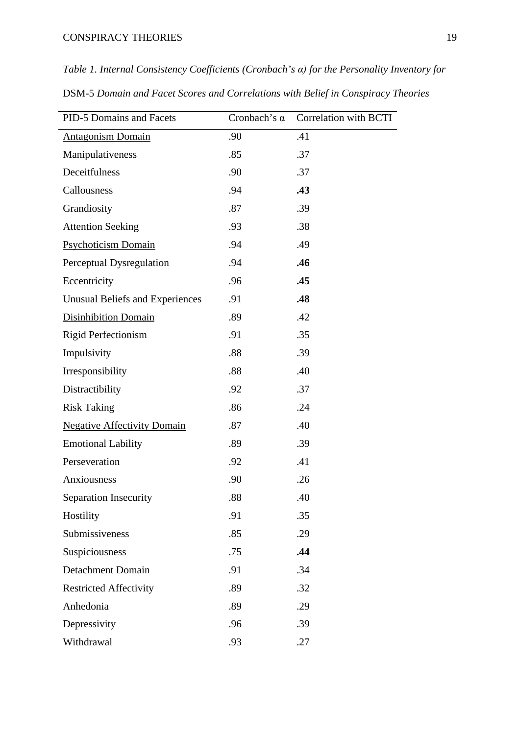*Table 1. Internal Consistency Coefficients (Cronbach's α) for the Personality Inventory for* DSM-5 *Domain and Facet Scores and Correlations with Belief in Conspiracy Theories*

| PID-5 Domains and Facets | Cronbach's α | Correlation with BCTI |
|---|---|---|
| <u>Antagonism Domain</u> | .90 | .41 |
| Manipulativeness | .85 | .37 |
| Deceitfulness | .90 | .37 |
| Callousness | .94 | **.43** |
| Grandiosity | .87 | .39 |
| Attention Seeking | .93 | .38 |
| <u>Psychoticism Domain</u> | .94 | .49 |
| Perceptual Dysregulation | .94 | **.46** |
| Eccentricity | .96 | **.45** |
| Unusual Beliefs and Experiences | .91 | **.48** |
| <u>Disinhibition Domain</u> | .89 | .42 |
| Rigid Perfectionism | .91 | .35 |
| Impulsivity | .88 | .39 |
| Irresponsibility | .88 | .40 |
| Distractibility | .92 | .37 |
| Risk Taking | .86 | .24 |
| <u>Negative Affectivity Domain</u> | .87 | .40 |
| Emotional Lability | .89 | .39 |
| Perseveration | .92 | .41 |
| Anxiousness | .90 | .26 |
| Separation Insecurity | .88 | .40 |
| Hostility | .91 | .35 |
| Submissiveness | .85 | .29 |
| Suspiciousness | .75 | **.44** |
| <u>Detachment Domain</u> | .91 | .34 |
| Restricted Affectivity | .89 | .32 |
| Anhedonia | .89 | .29 |
| Depressivity | .96 | .39 |
| Withdrawal | .93 | .27 |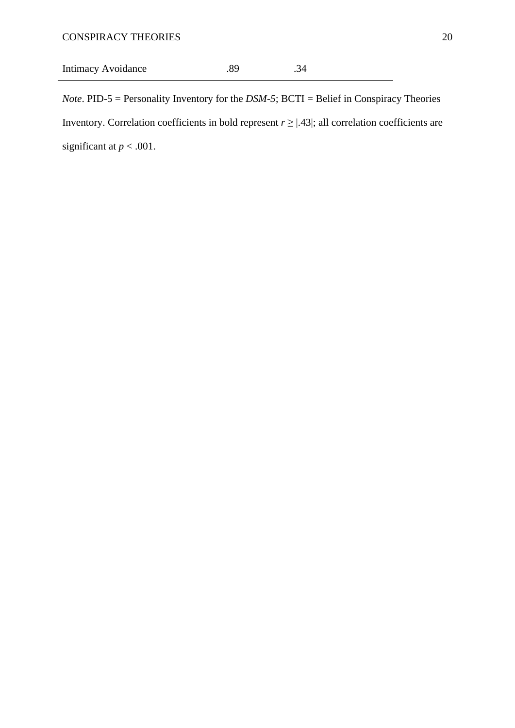| | | |
|---|---|---|
| Intimacy Avoidance | .89 | .34 |

*Note*. PID-5 = Personality Inventory for the *DSM-5*; BCTI = Belief in Conspiracy Theories Inventory. Correlation coefficients in bold represent $r \geq |.43|$; all correlation coefficients are significant at $p < .001$.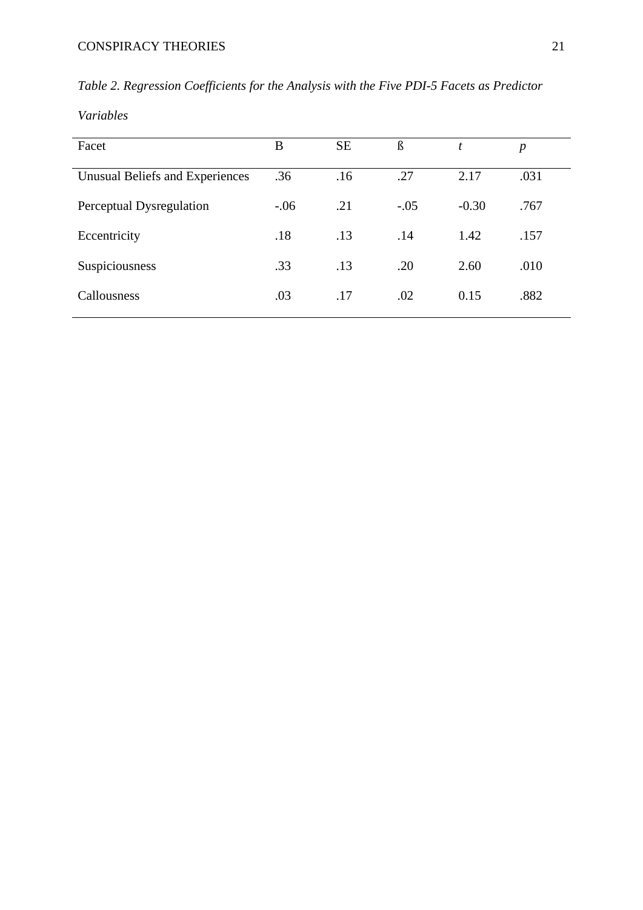*Table 2. Regression Coefficients for the Analysis with the Five PDI-5 Facets as Predictor Variables*

| Facet | B | SE | ß | *t* | *p* |
|---|---|---|---|---|---|
| Unusual Beliefs and Experiences | .36 | .16 | .27 | 2.17 | .031 |
| Perceptual Dysregulation | -.06 | .21 | -.05 | -0.30 | .767 |
| Eccentricity | .18 | .13 | .14 | 1.42 | .157 |
| Suspiciousness | .33 | .13 | .20 | 2.60 | .010 |
| Callousness | .03 | .17 | .02 | 0.15 | .882 |